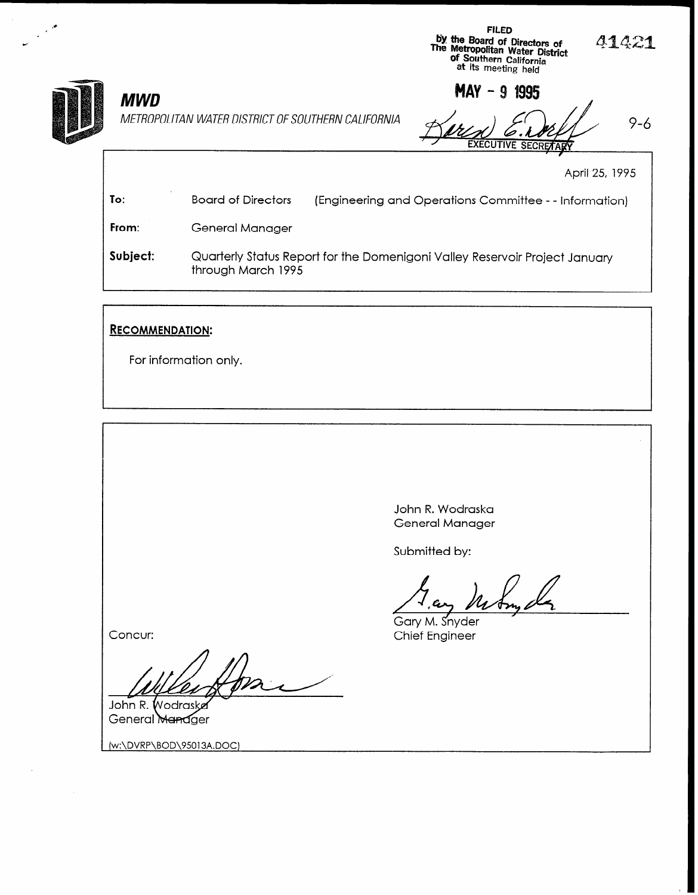FILED
by the Board of Directors of
The Metropolitan Water District
of Southern California
at its meeting held

MAY - 9 1995

EXECUTIVE SECRETARY

41421

9-6

**MWD**

*METROPOLITAN WATER DISTRICT OF SOUTHERN CALIFORNIA*

April 25, 1995

**To:** Board of Directors (Engineering and Operations Committee - - Information)

**From:** General Manager

**Subject:** Quarterly Status Report for the Domenigoni Valley Reservoir Project January through March 1995

**RECOMMENDATION:**

For information only.

John R. Wodraska
General Manager

Submitted by:

Gary M. Snyder
Chief Engineer

Concur:

John R. Wodraska
General Manager

(w:\DVRP\BOD\95013A.DOC)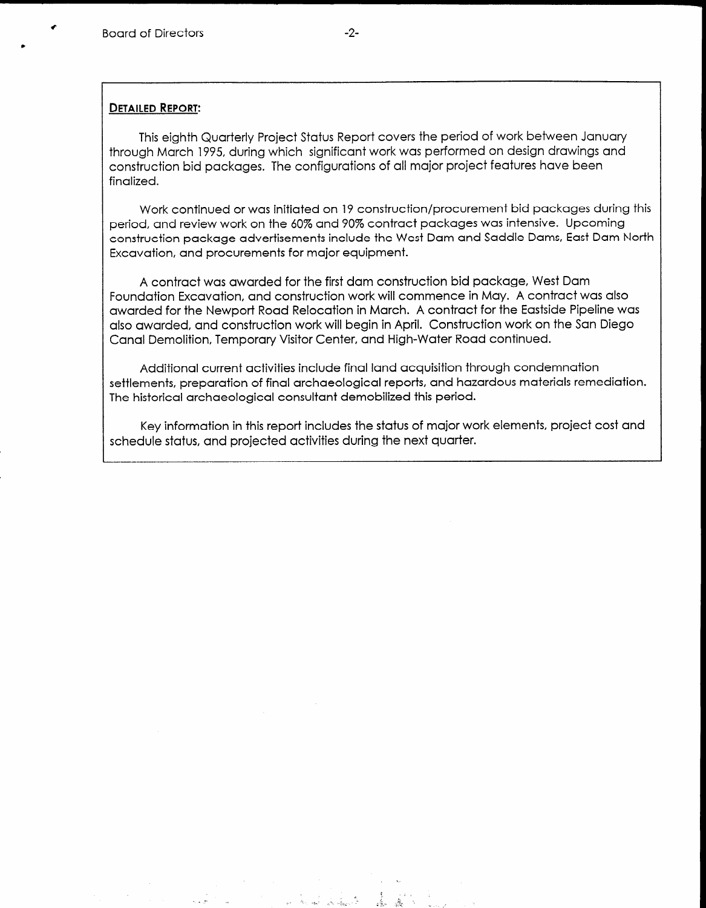**DETAILED REPORT:**

This eighth Quarterly Project Status Report covers the period of work between January through March 1995, during which significant work was performed on design drawings and construction bid packages. The configurations of all major project features have been finalized.

Work continued or was initiated on 19 construction/procurement bid packages during this period, and review work on the 60% and 90% contract packages was intensive. Upcoming construction package advertisements include the West Dam and Saddle Dams, East Dam North Excavation, and procurements for major equipment.

A contract was awarded for the first dam construction bid package, West Dam Foundation Excavation, and construction work will commence in May. A contract was also awarded for the Newport Road Relocation in March. A contract for the Eastside Pipeline was also awarded, and construction work will begin in April. Construction work on the San Diego Canal Demolition, Temporary Visitor Center, and High-Water Road continued.

Additional current activities include final land acquisition through condemnation settlements, preparation of final archaeological reports, and hazardous materials remediation. The historical archaeological consultant demobilized this period.

Key information in this report includes the status of major work elements, project cost and schedule status, and projected activities during the next quarter.